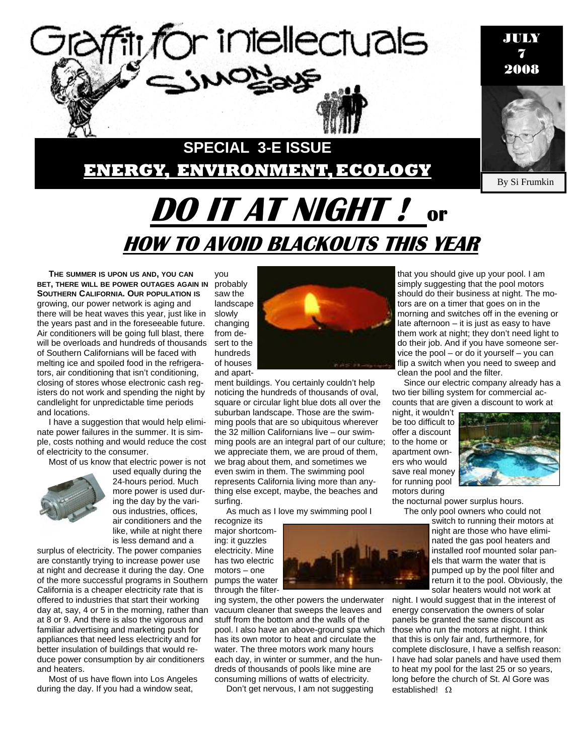# Graffiti for intellectuals

## SIMON says

JULY 7 2008

## SPECIAL 3-E ISSUE

## ENERGY, ENVIRONMENT, ECOLOGY

By Si Frumkin

# DO IT AT NIGHT ! or HOW TO AVOID BLACKOUTS THIS YEAR

**THE SUMMER IS UPON US AND, YOU CAN BET, THERE WILL BE POWER OUTAGES AGAIN IN SOUTHERN CALIFORNIA. OUR POPULATION IS** growing, our power network is aging and there will be heat waves this year, just like in the years past and in the foreseeable future. Air conditioners will be going full blast, there will be overloads and hundreds of thousands of Southern Californians will be faced with melting ice and spoiled food in the refrigerators, air conditioning that isn't conditioning, closing of stores whose electronic cash registers do not work and spending the night by candlelight for unpredictable time periods and locations.

I have a suggestion that would help eliminate power failures in the summer. It is simple, costs nothing and would reduce the cost of electricity to the consumer.

Most of us know that electric power is not used equally during the 24-hours period. Much more power is used during the day by the various industries, offices, air conditioners and the like, while at night there is less demand and a surplus of electricity. The power companies are constantly trying to increase power use at night and decrease it during the day. One of the more successful programs in Southern California is a cheaper electricity rate that is offered to industries that start their working day at, say, 4 or 5 in the morning, rather than at 8 or 9. And there is also the vigorous and familiar advertising and marketing push for appliances that need less electricity and for better insulation of buildings that would reduce power consumption by air conditioners and heaters.

Most of us have flown into Los Angeles during the day. If you had a window seat, you probably saw the landscape slowly changing from desert to the hundreds of houses and apartment buildings. You certainly couldn't help noticing the hundreds of thousands of oval, square or circular light blue dots all over the suburban landscape. Those are the swimming pools that are so ubiquitous wherever the 32 million Californians live – our swimming pools are an integral part of our culture; we appreciate them, we are proud of them, we brag about them, and sometimes we even swim in them. The swimming pool represents California living more than anything else except, maybe, the beaches and surfing.

As much as I love my swimming pool I recognize its major shortcoming: it guzzles electricity. Mine has two electric motors – one pumps the water through the filtering system, the other powers the underwater vacuum cleaner that sweeps the leaves and stuff from the bottom and the walls of the pool. I also have an above-ground spa which has its own motor to heat and circulate the water. The three motors work many hours each day, in winter or summer, and the hundreds of thousands of pools like mine are consuming millions of watts of electricity.

Don't get nervous, I am not suggesting that you should give up your pool. I am simply suggesting that the pool motors should do their business at night. The motors are on a timer that goes on in the morning and switches off in the evening or late afternoon – it is just as easy to have them work at night; they don't need light to do their job. And if you have someone service the pool – or do it yourself – you can flip a switch when you need to sweep and clean the pool and the filter.

Since our electric company already has a two tier billing system for commercial accounts that are given a discount to work at night, it wouldn't be too difficult to offer a discount to the home or apartment owners who would save real money for running pool motors during the nocturnal power surplus hours.

The only pool owners who could not switch to running their motors at night are those who have eliminated the gas pool heaters and installed roof mounted solar panels that warm the water that is pumped up by the pool filter and return it to the pool. Obviously, the solar heaters would not work at night. I would suggest that in the interest of energy conservation the owners of solar panels be granted the same discount as those who run the motors at night. I think that this is only fair and, furthermore, for complete disclosure, I have a selfish reason: I have had solar panels and have used them to heat my pool for the last 25 or so years, long before the church of St. Al Gore was established! Ω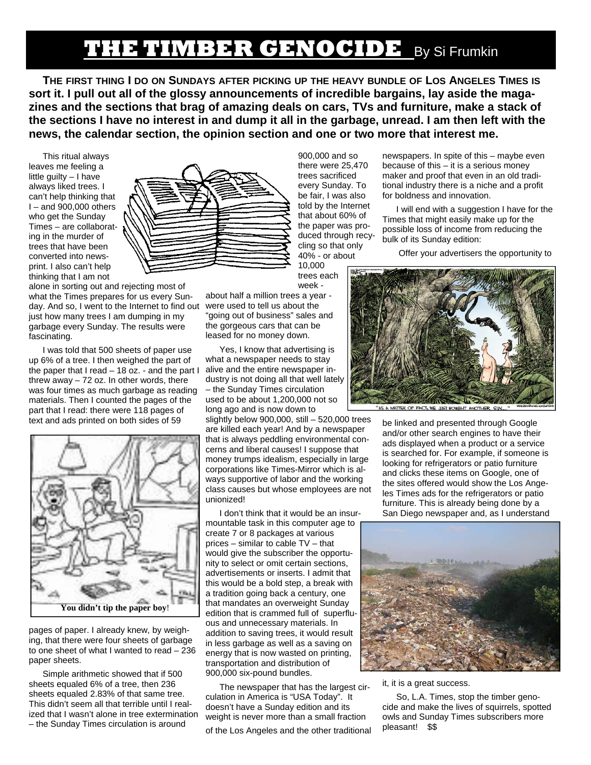# THE TIMBER GENOCIDE By Si Frumkin

**THE FIRST THING I DO ON SUNDAYS AFTER PICKING UP THE HEAVY BUNDLE OF LOS ANGELES TIMES IS sort it. I pull out all of the glossy announcements of incredible bargains, lay aside the magazines and the sections that brag of amazing deals on cars, TVs and furniture, make a stack of the sections I have no interest in and dump it all in the garbage, unread. I am then left with the news, the calendar section, the opinion section and one or two more that interest me.**

This ritual always leaves me feeling a little guilty – I have always liked trees. I can't help thinking that I – and 900,000 others who get the Sunday Times – are collaborating in the murder of trees that have been converted into newsprint. I also can't help thinking that I am not alone in sorting out and rejecting most of what the Times prepares for us every Sunday. And so, I went to the Internet to find out just how many trees I am dumping in my garbage every Sunday. The results were fascinating.

I was told that 500 sheets of paper use up 6% of a tree. I then weighed the part of the paper that I read – 18 oz. - and the part I threw away – 72 oz. In other words, there was four times as much garbage as reading materials. Then I counted the pages of the part that I read: there were 118 pages of text and ads printed on both sides of 59 pages of paper. I already knew, by weighing, that there were four sheets of garbage to one sheet of what I wanted to read – 236 paper sheets.

**You didn't tip the paper boy!**

Simple arithmetic showed that if 500 sheets equaled 6% of a tree, then 236 sheets equaled 2.83% of that same tree. This didn't seem all that terrible until I realized that I wasn't alone in tree extermination – the Sunday Times circulation is around 900,000 and so there were 25,470 trees sacrificed every Sunday. To be fair, I was also told by the Internet that about 60% of the paper was produced through recycling so that only 40% - or about 10,000 trees each week - about half a million trees a year - were used to tell us about the "going out of business" sales and the gorgeous cars that can be leased for no money down.

Yes, I know that advertising is what a newspaper needs to stay alive and the entire newspaper industry is not doing all that well lately – the Sunday Times circulation used to be about 1,200,000 not so long ago and is now down to slightly below 900,000, still – 520,000 trees are killed each year! And by a newspaper that is always peddling environmental concerns and liberal causes! I suppose that money trumps idealism, especially in large corporations like Times-Mirror which is always supportive of labor and the working class causes but whose employees are not unionized!

I don't think that it would be an insurmountable task in this computer age to create 7 or 8 packages at various prices – similar to cable TV – that would give the subscriber the opportunity to select or omit certain sections, advertisements or inserts. I admit that this would be a bold step, a break with a tradition going back a century, one that mandates an overweight Sunday edition that is crammed full of superfluous and unnecessary materials. In addition to saving trees, it would result in less garbage as well as a saving on energy that is now wasted on printing, transportation and distribution of 900,000 six-pound bundles.

The newspaper that has the largest circulation in America is "USA Today". It doesn't have a Sunday edition and its weight is never more than a small fraction of the Los Angeles and the other traditional newspapers. In spite of this – maybe even because of this – it is a serious money maker and proof that even in an old traditional industry there is a niche and a profit for boldness and innovation.

I will end with a suggestion I have for the Times that might easily make up for the possible loss of income from reducing the bulk of its Sunday edition:

Offer your advertisers the opportunity to be linked and presented through Google and/or other search engines to have their ads displayed when a product or a service is searched for. For example, if someone is looking for refrigerators or patio furniture and clicks these items on Google, one of the sites offered would show the Los Angeles Times ads for the refrigerators or patio furniture. This is already being done by a San Diego newspaper and, as I understand it, it is a great success.

"AS A MATTER OF FACT, WE JUST BOUGHT ANOTHER SUV...."

So, L.A. Times, stop the timber genocide and make the lives of squirrels, spotted owls and Sunday Times subscribers more pleasant! $$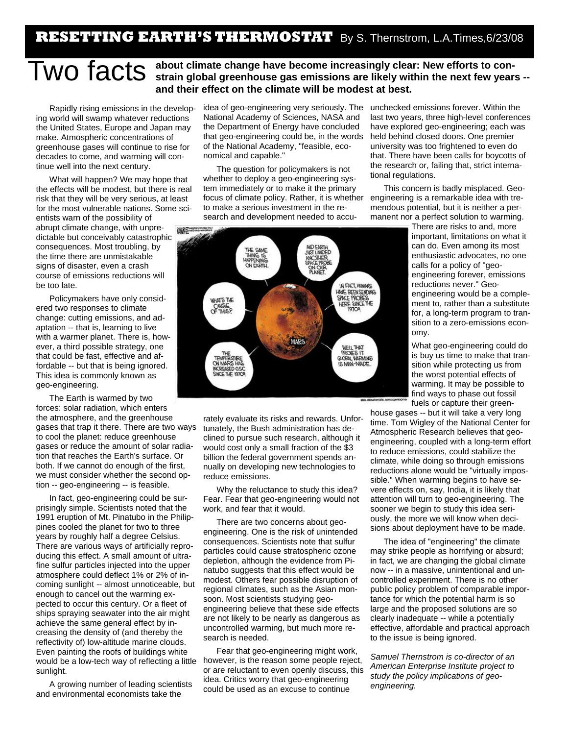# RESETTING EARTH'S THERMOSTAT

By S. Thernstrom, L.A.Times, 6/23/08

**Two facts about climate change have become increasingly clear: New efforts to constrain global greenhouse gas emissions are likely within the next few years -- and their effect on the climate will be modest at best.**

Rapidly rising emissions in the developing world will swamp whatever reductions the United States, Europe and Japan may make. Atmospheric concentrations of greenhouse gases will continue to rise for decades to come, and warming will continue well into the next century.

What will happen? We may hope that the effects will be modest, but there is real risk that they will be very serious, at least for the most vulnerable nations. Some scientists warn of the possibility of abrupt climate change, with unpredictable but conceivably catastrophic consequences. Most troubling, by the time there are unmistakable signs of disaster, even a crash course of emissions reductions will be too late.

Policymakers have only considered two responses to climate change: cutting emissions, and adaptation -- that is, learning to live with a warmer planet. There is, however, a third possible strategy, one that could be fast, effective and affordable -- but that is being ignored. This idea is commonly known as geo-engineering.

The Earth is warmed by two forces: solar radiation, which enters the atmosphere, and the greenhouse gases that trap it there. There are two ways to cool the planet: reduce greenhouse gases or reduce the amount of solar radiation that reaches the Earth's surface. Or both. If we cannot do enough of the first, we must consider whether the second option -- geo-engineering -- is feasible.

In fact, geo-engineering could be surprisingly simple. Scientists noted that the 1991 eruption of Mt. Pinatubo in the Philippines cooled the planet for two to three years by roughly half a degree Celsius. There are various ways of artificially reproducing this effect. A small amount of ultrafine sulfur particles injected into the upper atmosphere could deflect 1% or 2% of incoming sunlight -- almost unnoticeable, but enough to cancel out the warming expected to occur this century. Or a fleet of ships spraying seawater into the air might achieve the same general effect by increasing the density of (and thereby the reflectivity of) low-altitude marine clouds. Even painting the roofs of buildings white would be a low-tech way of reflecting a little sunlight.

A growing number of leading scientists and environmental economists take the idea of geo-engineering very seriously. The National Academy of Sciences, NASA and the Department of Energy have concluded that geo-engineering could be, in the words of the National Academy, "feasible, economical and capable."

The question for policymakers is not whether to deploy a geo-engineering system immediately or to make it the primary focus of climate policy. Rather, it is whether to make a serious investment in the research and development needed to accurately evaluate its risks and rewards. Unfortunately, the Bush administration has declined to pursue such research, although it would cost only a small fraction of the $3 billion the federal government spends annually on developing new technologies to reduce emissions.

Why the reluctance to study this idea? Fear. Fear that geo-engineering would not work, and fear that it would.

There are two concerns about geo-engineering. One is the risk of unintended consequences. Scientists note that sulfur particles could cause stratospheric ozone depletion, although the evidence from Pinatubo suggests that this effect would be modest. Others fear possible disruption of regional climates, such as the Asian monsoon. Most scientists studying geo-engineering believe that these side effects are not likely to be nearly as dangerous as uncontrolled warming, but much more research is needed.

Fear that geo-engineering might work, however, is the reason some people reject, or are reluctant to even openly discuss, this idea. Critics worry that geo-engineering could be used as an excuse to continue unchecked emissions forever. Within the last two years, three high-level conferences have explored geo-engineering; each was held behind closed doors. One premier university was too frightened to even do that. There have been calls for boycotts of the research or, failing that, strict international regulations.

This concern is badly misplaced. Geo-engineering is a remarkable idea with tremendous potential, but it is neither a permanent nor a perfect solution to warming. There are risks to and, more important, limitations on what it can do. Even among its most enthusiastic advocates, no one calls for a policy of "geo-engineering forever, emissions reductions never." Geo-engineering would be a complement to, rather than a substitute for, a long-term program to transition to a zero-emissions economy.

What geo-engineering could do is buy us time to make that transition while protecting us from the worst potential effects of warming. It may be possible to find ways to phase out fossil fuels or capture their greenhouse gases -- but it will take a very long time. Tom Wigley of the National Center for Atmospheric Research believes that geo-engineering, coupled with a long-term effort to reduce emissions, could stabilize the climate, while doing so through emissions reductions alone would be "virtually impossible." When warming begins to have severe effects on, say, India, it is likely that attention will turn to geo-engineering. The sooner we begin to study this idea seriously, the more we will know when decisions about deployment have to be made.

The idea of "engineering" the climate may strike people as horrifying or absurd; in fact, we are changing the global climate now -- in a massive, unintentional and uncontrolled experiment. There is no other public policy problem of comparable importance for which the potential harm is so large and the proposed solutions are so clearly inadequate -- while a potentially effective, affordable and practical approach to the issue is being ignored.

*Samuel Thernstrom is co-director of an American Enterprise Institute project to study the policy implications of geo-engineering.*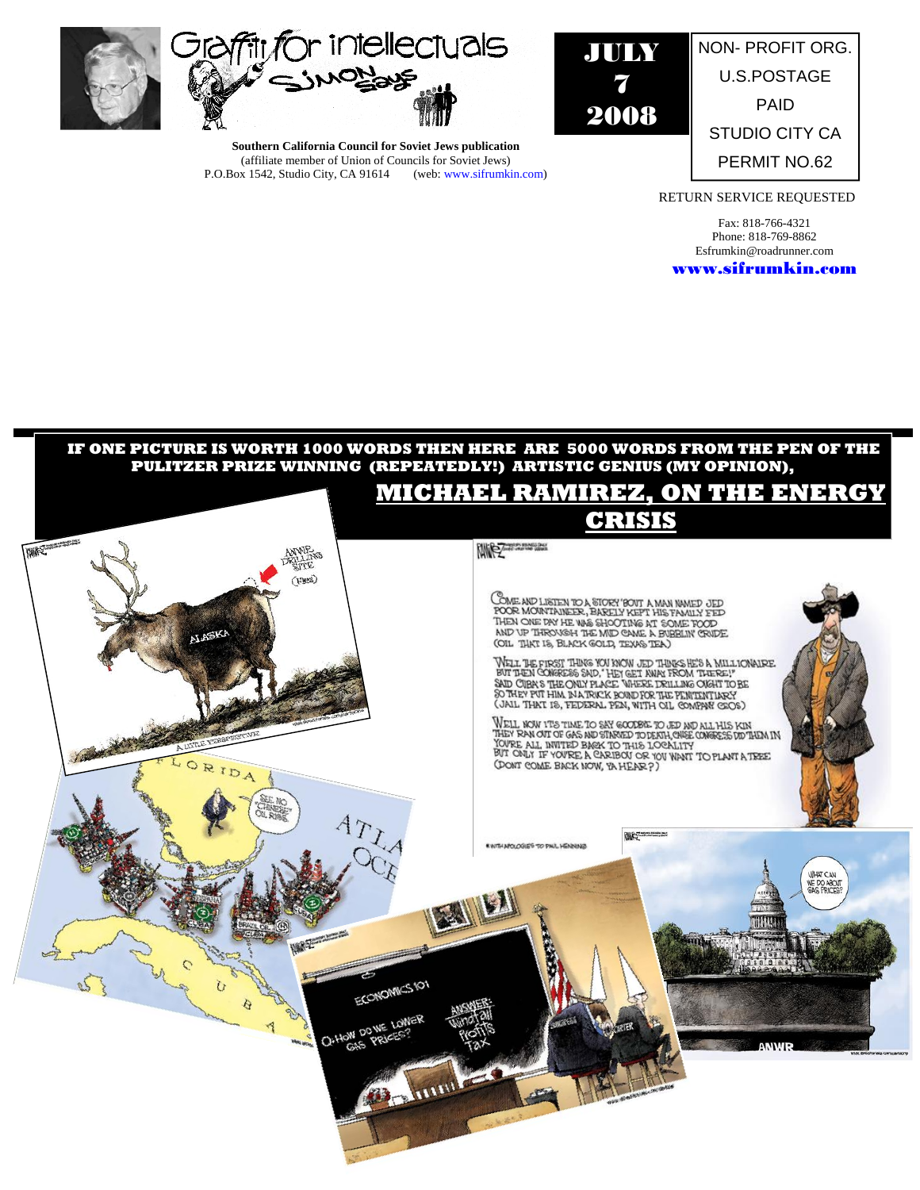Graffiti for intellectuals

SIMON SAYS

**Southern California Council for Soviet Jews publication**
(affiliate member of Union of Councils for Soviet Jews)
P.O.Box 1542, Studio City, CA 91614 (web: www.sifrumkin.com)

**JULY 7 2008**

NON- PROFIT ORG.
U.S.POSTAGE
PAID
STUDIO CITY CA
PERMIT NO.62

RETURN SERVICE REQUESTED

Fax: 818-766-4321
Phone: 818-769-8862
Esfrumkin@roadrunner.com
**www.sifrumkin.com**

**IF ONE PICTURE IS WORTH 1000 WORDS THEN HERE ARE 5000 WORDS FROM THE PEN OF THE PULITZER PRIZE WINNING (REPEATEDLY!) ARTISTIC GENIUS (MY OPINION),**

## MICHAEL RAMIREZ, ON THE ENERGY CRISIS

ANWR DRILLING SITE (Actual)

ALASKA

A LITTLE PERSPECTIVE

COME AND LISTEN TO A STORY 'BOUT A MAN NAMED JED
POOR MOUNTAINEER, BARELY KEPT HIS FAMILY FED
THEN ONE DAY HE WAS SHOOTING AT SOME FOOD
AND UP THROUGH THE MUD CAME A BUBBLIN' CRUDE
(OIL THAT IS, BLACK GOLD, TEXAS TEA)

WELL THE FIRST THING YOU KNOW JED THINKS HE'S A MILLIONAIRE
BUT THEN CONGRESS SAID, "HEY GET AWAY FROM THERE!"
SAID CUBA'S THE ONLY PLACE WHERE DRILLING OUGHT TO BE
SO THEY PUT HIM IN A TRUCK BOUND FOR THE PENITENTIARY
(JAIL THAT IS, FEDERAL PEN, WITH OIL COMPANY CEOS)

WELL NOW IT'S TIME TO SAY GOODBYE TO JED AND ALL HIS KIN
THEY RAN OUT OF GAS AND STARVED TO DEATH, ONCE CONGRESS DID THEM IN
YOU'RE ALL INVITED BACK TO THIS LOCALITY
BUT ONLY IF YOU'RE A CARIBOU OR YOU WANT TO PLANT A TREE
(DON'T COME BACK NOW, YA HEAR?)

*WITH APOLOGIES TO PAUL HENNING

FLORIDA

SEE NO "CHINESE" OIL RIGS

ATLANTIC OCEAN

CUBA

ECONOMICS 101

Q: HOW DO WE LOWER GAS PRICES?

ANSWER: Windfall Profits Tax

CONGRESS

CARTER

WHAT CAN WE DO ABOUT GAS PRICES?

ANWR